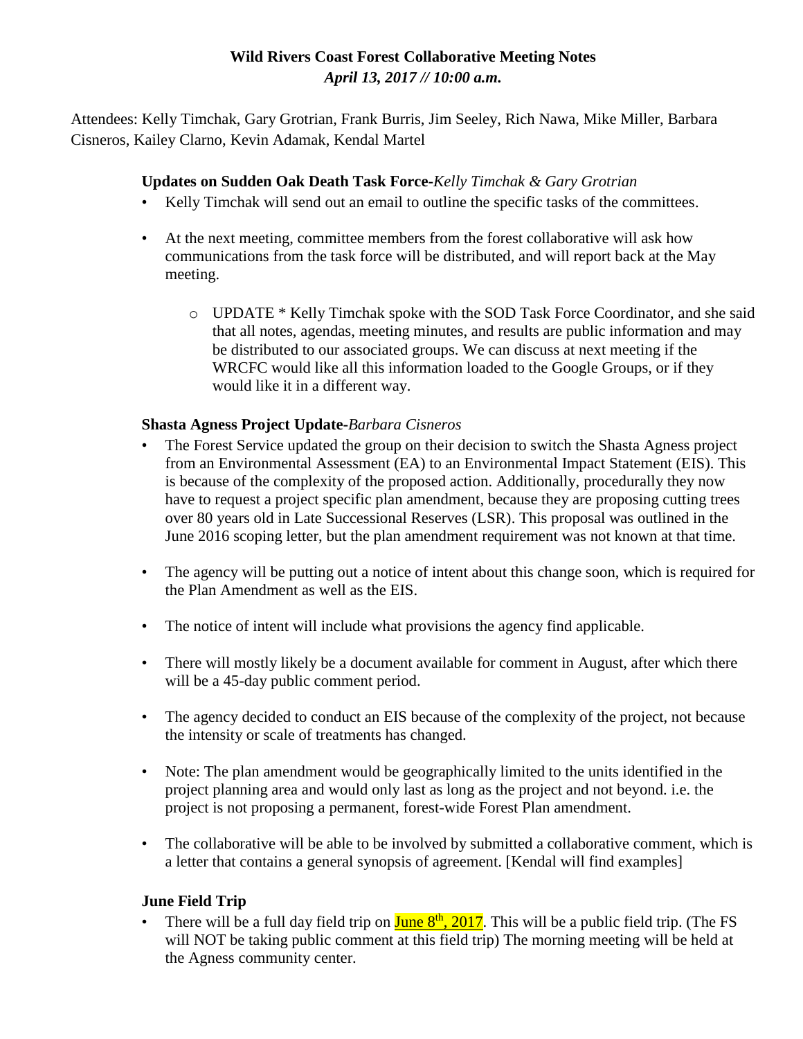# Wild Rivers Coast Forest Collaborative Meeting Notes

***April 13, 2017 // 10:00 a.m.***

Attendees: Kelly Timchak, Gary Grotrian, Frank Burris, Jim Seeley, Rich Nawa, Mike Miller, Barbara Cisneros, Kailey Clarno, Kevin Adamak, Kendal Martel

### Updates on Sudden Oak Death Task Force-*Kelly Timchak & Gary Grotrian*

- Kelly Timchak will send out an email to outline the specific tasks of the committees.
- At the next meeting, committee members from the forest collaborative will ask how communications from the task force will be distributed, and will report back at the May meeting.
  - UPDATE * Kelly Timchak spoke with the SOD Task Force Coordinator, and she said that all notes, agendas, meeting minutes, and results are public information and may be distributed to our associated groups. We can discuss at next meeting if the WRCFC would like all this information loaded to the Google Groups, or if they would like it in a different way.

### Shasta Agness Project Update-*Barbara Cisneros*

- The Forest Service updated the group on their decision to switch the Shasta Agness project from an Environmental Assessment (EA) to an Environmental Impact Statement (EIS). This is because of the complexity of the proposed action. Additionally, procedurally they now have to request a project specific plan amendment, because they are proposing cutting trees over 80 years old in Late Successional Reserves (LSR). This proposal was outlined in the June 2016 scoping letter, but the plan amendment requirement was not known at that time.
- The agency will be putting out a notice of intent about this change soon, which is required for the Plan Amendment as well as the EIS.
- The notice of intent will include what provisions the agency find applicable.
- There will mostly likely be a document available for comment in August, after which there will be a 45-day public comment period.
- The agency decided to conduct an EIS because of the complexity of the project, not because the intensity or scale of treatments has changed.
- Note: The plan amendment would be geographically limited to the units identified in the project planning area and would only last as long as the project and not beyond. i.e. the project is not proposing a permanent, forest-wide Forest Plan amendment.
- The collaborative will be able to be involved by submitted a collaborative comment, which is a letter that contains a general synopsis of agreement. [Kendal will find examples]

### June Field Trip

- There will be a full day field trip on June 8th, 2017. This will be a public field trip. (The FS will NOT be taking public comment at this field trip) The morning meeting will be held at the Agness community center.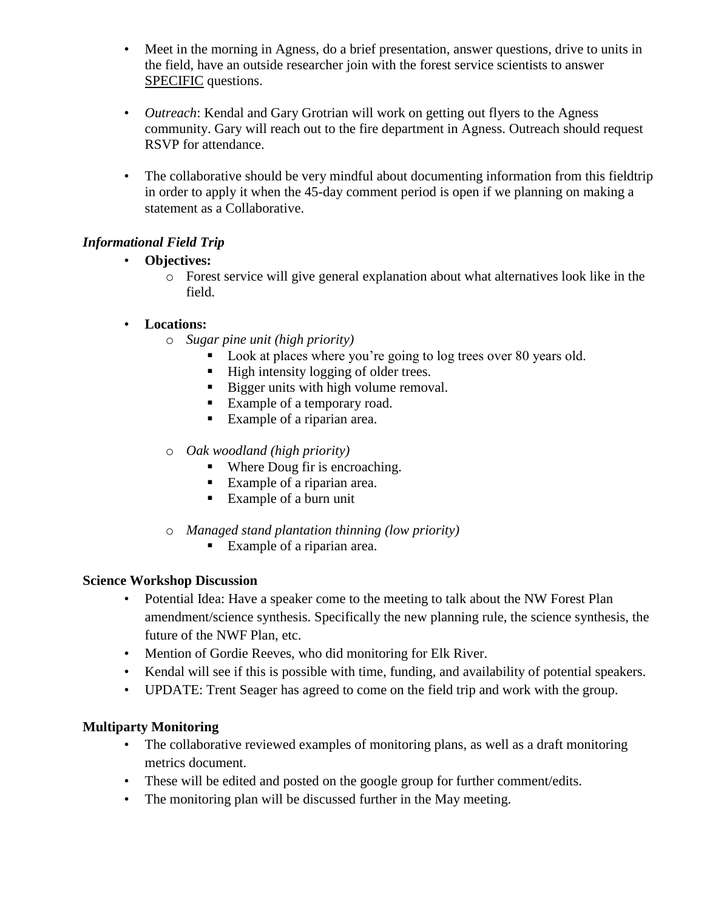- Meet in the morning in Agness, do a brief presentation, answer questions, drive to units in the field, have an outside researcher join with the forest service scientists to answer SPECIFIC questions.

- *Outreach*: Kendal and Gary Grotrian will work on getting out flyers to the Agness community. Gary will reach out to the fire department in Agness. Outreach should request RSVP for attendance.

- The collaborative should be very mindful about documenting information from this fieldtrip in order to apply it when the 45-day comment period is open if we planning on making a statement as a Collaborative.

### *Informational Field Trip*

- **Objectives:**
  - Forest service will give general explanation about what alternatives look like in the field.

- **Locations:**
  - *Sugar pine unit (high priority)*
    - Look at places where you're going to log trees over 80 years old.
    - High intensity logging of older trees.
    - Bigger units with high volume removal.
    - Example of a temporary road.
    - Example of a riparian area.

  - *Oak woodland (high priority)*
    - Where Doug fir is encroaching.
    - Example of a riparian area.
    - Example of a burn unit

  - *Managed stand plantation thinning (low priority)*
    - Example of a riparian area.

### Science Workshop Discussion

- Potential Idea: Have a speaker come to the meeting to talk about the NW Forest Plan amendment/science synthesis. Specifically the new planning rule, the science synthesis, the future of the NWF Plan, etc.
- Mention of Gordie Reeves, who did monitoring for Elk River.
- Kendal will see if this is possible with time, funding, and availability of potential speakers.
- UPDATE: Trent Seager has agreed to come on the field trip and work with the group.

### Multiparty Monitoring

- The collaborative reviewed examples of monitoring plans, as well as a draft monitoring metrics document.
- These will be edited and posted on the google group for further comment/edits.
- The monitoring plan will be discussed further in the May meeting.